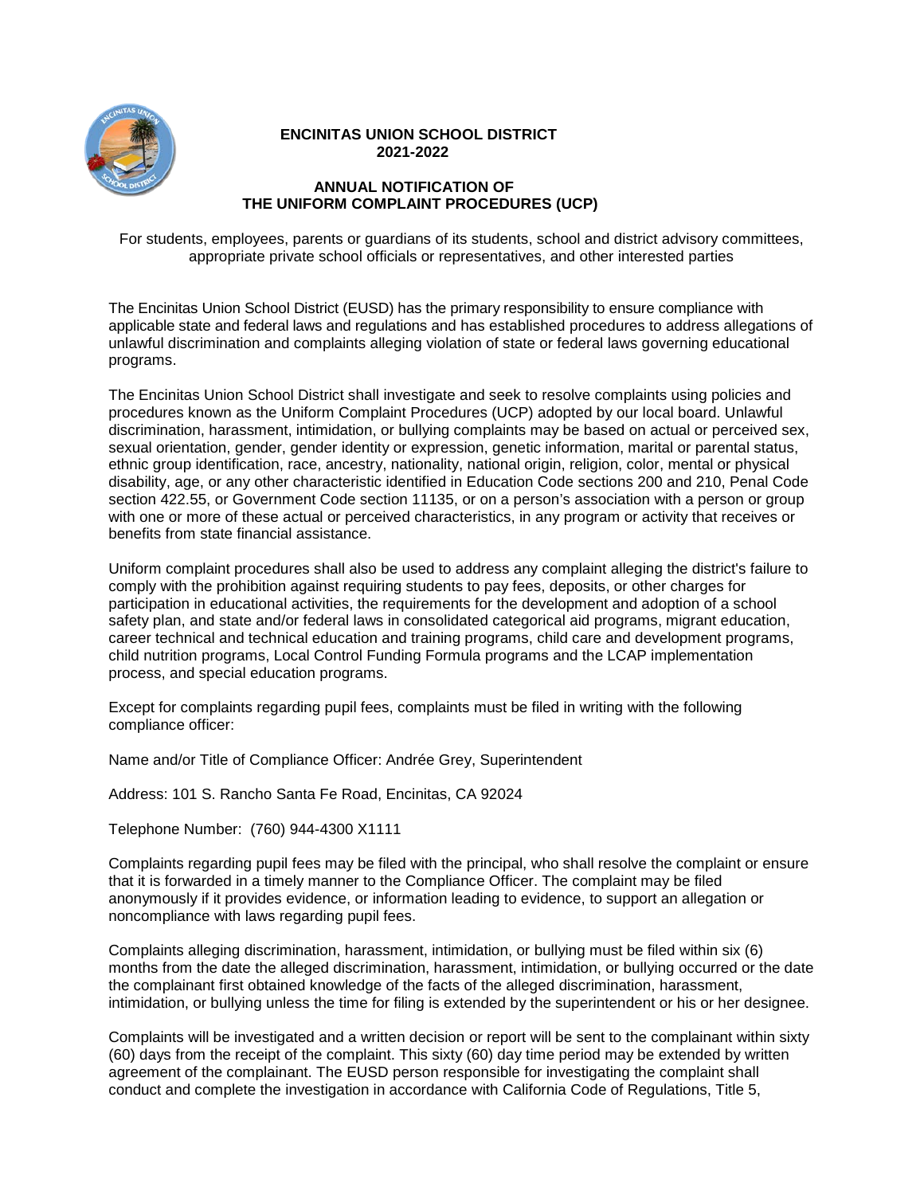# ENCINITAS UNION SCHOOL DISTRICT
## 2021-2022

## ANNUAL NOTIFICATION OF THE UNIFORM COMPLAINT PROCEDURES (UCP)

For students, employees, parents or guardians of its students, school and district advisory committees, appropriate private school officials or representatives, and other interested parties

The Encinitas Union School District (EUSD) has the primary responsibility to ensure compliance with applicable state and federal laws and regulations and has established procedures to address allegations of unlawful discrimination and complaints alleging violation of state or federal laws governing educational programs.

The Encinitas Union School District shall investigate and seek to resolve complaints using policies and procedures known as the Uniform Complaint Procedures (UCP) adopted by our local board. Unlawful discrimination, harassment, intimidation, or bullying complaints may be based on actual or perceived sex, sexual orientation, gender, gender identity or expression, genetic information, marital or parental status, ethnic group identification, race, ancestry, nationality, national origin, religion, color, mental or physical disability, age, or any other characteristic identified in Education Code sections 200 and 210, Penal Code section 422.55, or Government Code section 11135, or on a person's association with a person or group with one or more of these actual or perceived characteristics, in any program or activity that receives or benefits from state financial assistance.

Uniform complaint procedures shall also be used to address any complaint alleging the district's failure to comply with the prohibition against requiring students to pay fees, deposits, or other charges for participation in educational activities, the requirements for the development and adoption of a school safety plan, and state and/or federal laws in consolidated categorical aid programs, migrant education, career technical and technical education and training programs, child care and development programs, child nutrition programs, Local Control Funding Formula programs and the LCAP implementation process, and special education programs.

Except for complaints regarding pupil fees, complaints must be filed in writing with the following compliance officer:

Name and/or Title of Compliance Officer: Andrée Grey, Superintendent

Address: 101 S. Rancho Santa Fe Road, Encinitas, CA 92024

Telephone Number: (760) 944-4300 X1111

Complaints regarding pupil fees may be filed with the principal, who shall resolve the complaint or ensure that it is forwarded in a timely manner to the Compliance Officer. The complaint may be filed anonymously if it provides evidence, or information leading to evidence, to support an allegation or noncompliance with laws regarding pupil fees.

Complaints alleging discrimination, harassment, intimidation, or bullying must be filed within six (6) months from the date the alleged discrimination, harassment, intimidation, or bullying occurred or the date the complainant first obtained knowledge of the facts of the alleged discrimination, harassment, intimidation, or bullying unless the time for filing is extended by the superintendent or his or her designee.

Complaints will be investigated and a written decision or report will be sent to the complainant within sixty (60) days from the receipt of the complaint. This sixty (60) day time period may be extended by written agreement of the complainant. The EUSD person responsible for investigating the complaint shall conduct and complete the investigation in accordance with California Code of Regulations, Title 5,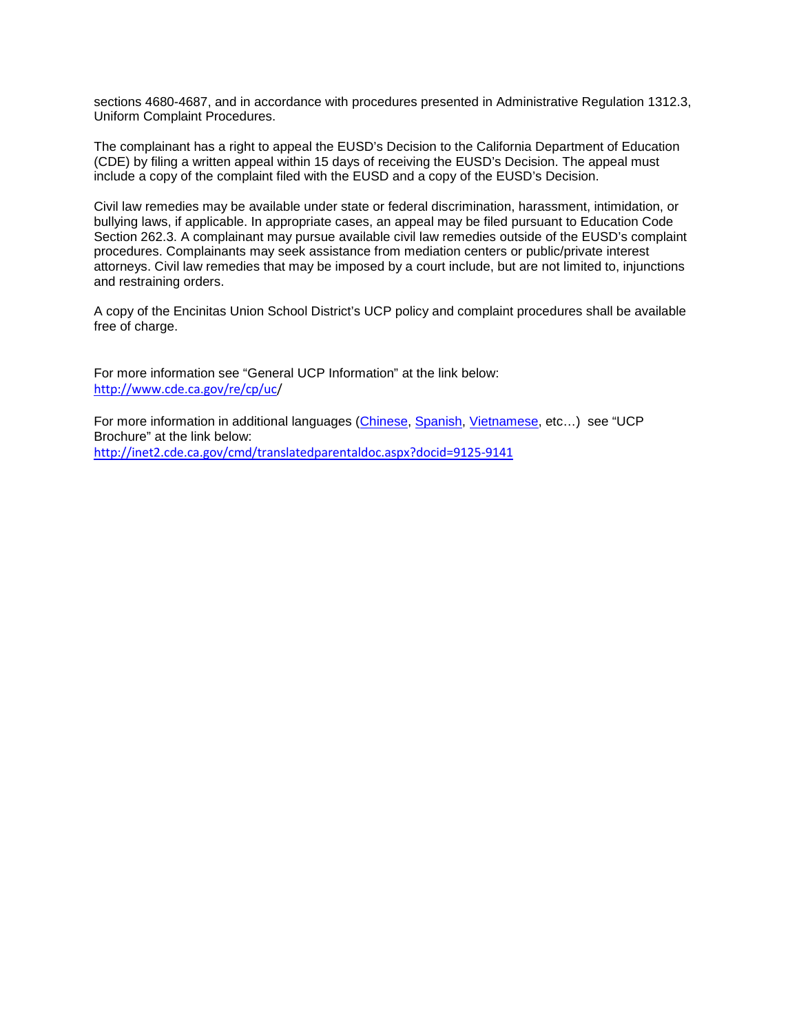sections 4680-4687, and in accordance with procedures presented in Administrative Regulation 1312.3, Uniform Complaint Procedures.

The complainant has a right to appeal the EUSD's Decision to the California Department of Education (CDE) by filing a written appeal within 15 days of receiving the EUSD's Decision. The appeal must include a copy of the complaint filed with the EUSD and a copy of the EUSD's Decision.

Civil law remedies may be available under state or federal discrimination, harassment, intimidation, or bullying laws, if applicable. In appropriate cases, an appeal may be filed pursuant to Education Code Section 262.3. A complainant may pursue available civil law remedies outside of the EUSD's complaint procedures. Complainants may seek assistance from mediation centers or public/private interest attorneys. Civil law remedies that may be imposed by a court include, but are not limited to, injunctions and restraining orders.

A copy of the Encinitas Union School District's UCP policy and complaint procedures shall be available free of charge.

For more information see "General UCP Information" at the link below:
[http://www.cde.ca.gov/re/cp/uc](http://www.cde.ca.gov/re/cp/uc)/

For more information in additional languages (Chinese, Spanish, Vietnamese, etc…) see "UCP Brochure" at the link below:
[http://inet2.cde.ca.gov/cmd/translatedparentaldoc.aspx?docid=9125-9141](http://inet2.cde.ca.gov/cmd/translatedparentaldoc.aspx?docid=9125-9141)